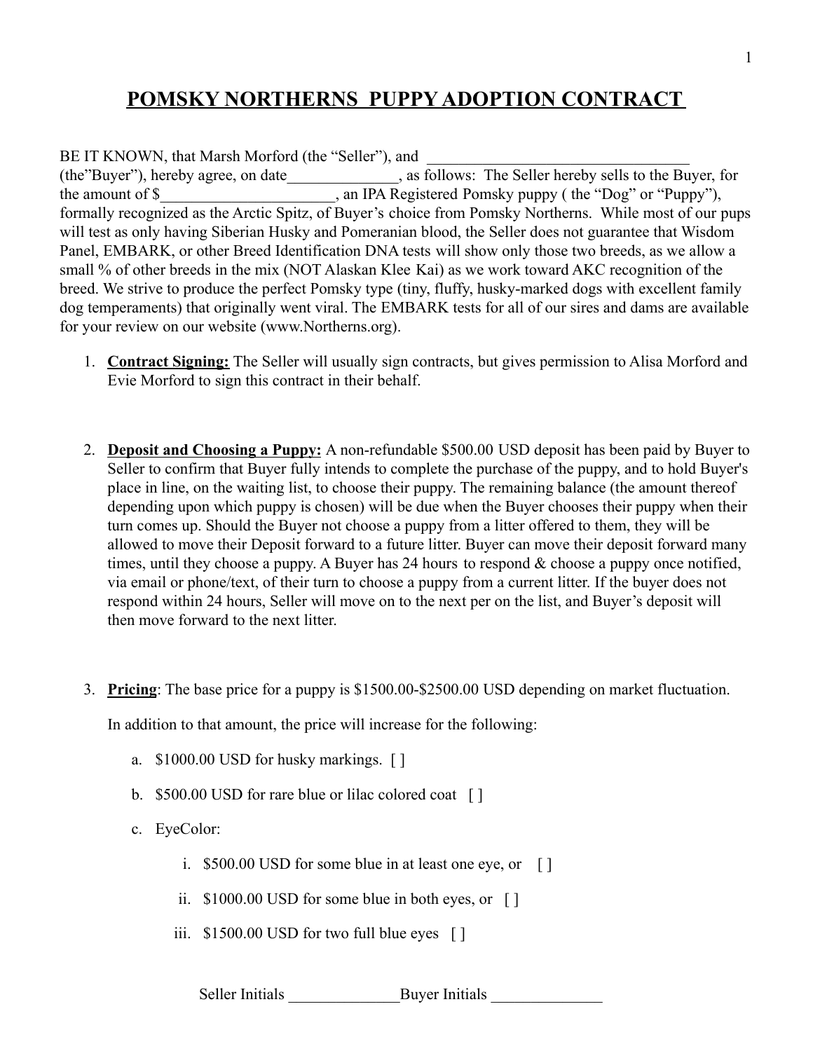# POMSKY NORTHERNS PUPPY ADOPTION CONTRACT

BE IT KNOWN, that Marsh Morford (the "Seller"), and ________________________________ (the"Buyer"), hereby agree, on date______________, as follows: The Seller hereby sells to the Buyer, for the amount of $______________________, an IPA Registered Pomsky puppy ( the "Dog" or "Puppy"), formally recognized as the Arctic Spitz, of Buyer's choice from Pomsky Northerns. While most of our pups will test as only having Siberian Husky and Pomeranian blood, the Seller does not guarantee that Wisdom Panel, EMBARK, or other Breed Identification DNA tests will show only those two breeds, as we allow a small % of other breeds in the mix (NOT Alaskan Klee Kai) as we work toward AKC recognition of the breed. We strive to produce the perfect Pomsky type (tiny, fluffy, husky-marked dogs with excellent family dog temperaments) that originally went viral. The EMBARK tests for all of our sires and dams are available for your review on our website (www.Northerns.org).

1. **Contract Signing:** The Seller will usually sign contracts, but gives permission to Alisa Morford and Evie Morford to sign this contract in their behalf.

2. **Deposit and Choosing a Puppy:** A non-refundable $500.00 USD deposit has been paid by Buyer to Seller to confirm that Buyer fully intends to complete the purchase of the puppy, and to hold Buyer's place in line, on the waiting list, to choose their puppy. The remaining balance (the amount thereof depending upon which puppy is chosen) will be due when the Buyer chooses their puppy when their turn comes up. Should the Buyer not choose a puppy from a litter offered to them, they will be allowed to move their Deposit forward to a future litter. Buyer can move their deposit forward many times, until they choose a puppy. A Buyer has 24 hours to respond & choose a puppy once notified, via email or phone/text, of their turn to choose a puppy from a current litter. If the buyer does not respond within 24 hours, Seller will move on to the next per on the list, and Buyer's deposit will then move forward to the next litter.

3. **Pricing**: The base price for a puppy is $1500.00-$2500.00 USD depending on market fluctuation.

   In addition to that amount, the price will increase for the following:

   a. $1000.00 USD for husky markings. [ ]

   b. $500.00 USD for rare blue or lilac colored coat [ ]

   c. EyeColor:

      i. $500.00 USD for some blue in at least one eye, or [ ]

      ii. $1000.00 USD for some blue in both eyes, or [ ]

      iii. $1500.00 USD for two full blue eyes [ ]

Seller Initials ______________ Buyer Initials ______________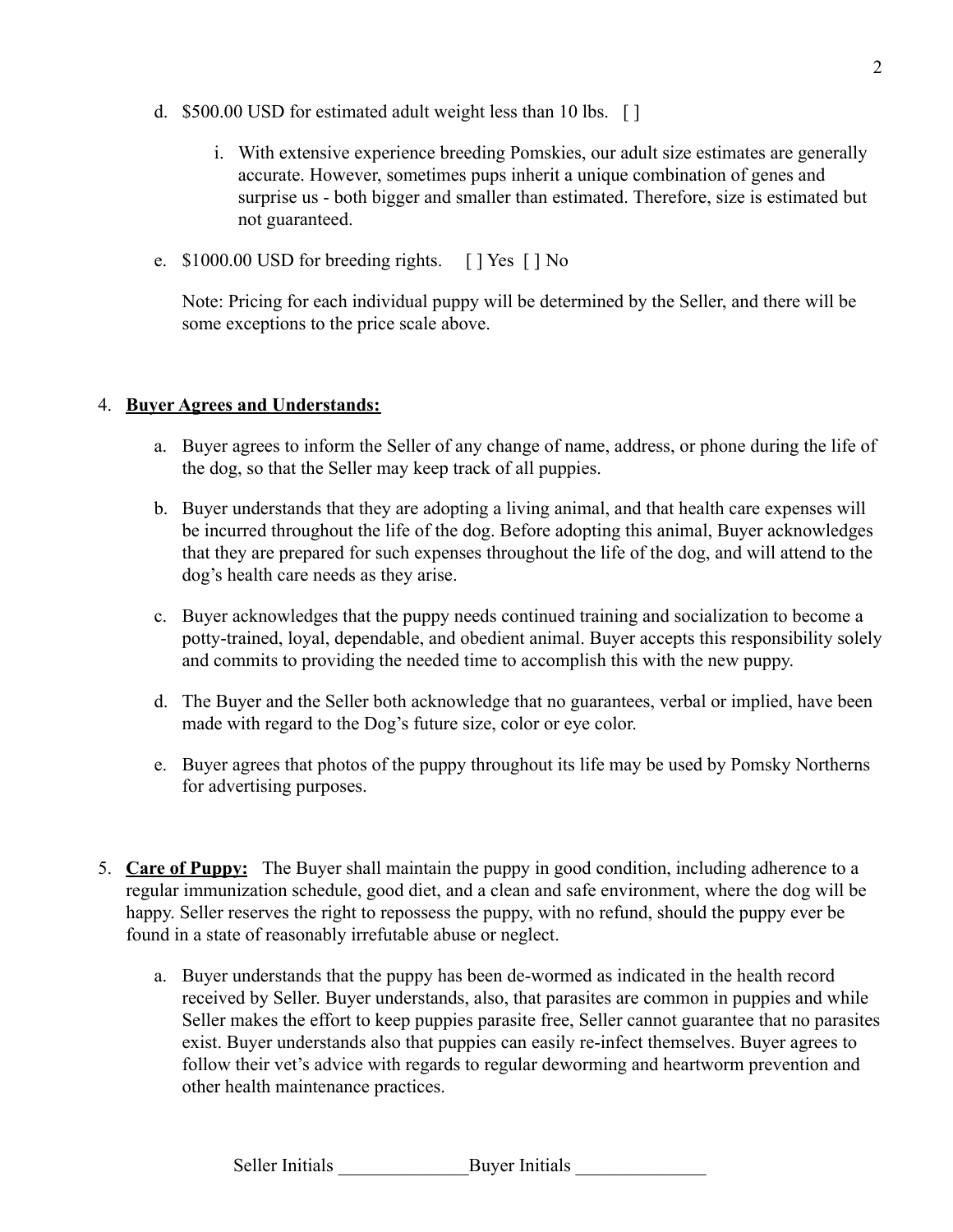d. $500.00 USD for estimated adult weight less than 10 lbs. [ ]

   i. With extensive experience breeding Pomskies, our adult size estimates are generally accurate. However, sometimes pups inherit a unique combination of genes and surprise us - both bigger and smaller than estimated. Therefore, size is estimated but not guaranteed.

e. $1000.00 USD for breeding rights. [ ] Yes [ ] No

   Note: Pricing for each individual puppy will be determined by the Seller, and there will be some exceptions to the price scale above.

4. **<u>Buyer Agrees and Understands:</u>**

   a. Buyer agrees to inform the Seller of any change of name, address, or phone during the life of the dog, so that the Seller may keep track of all puppies.

   b. Buyer understands that they are adopting a living animal, and that health care expenses will be incurred throughout the life of the dog. Before adopting this animal, Buyer acknowledges that they are prepared for such expenses throughout the life of the dog, and will attend to the dog's health care needs as they arise.

   c. Buyer acknowledges that the puppy needs continued training and socialization to become a potty-trained, loyal, dependable, and obedient animal. Buyer accepts this responsibility solely and commits to providing the needed time to accomplish this with the new puppy.

   d. The Buyer and the Seller both acknowledge that no guarantees, verbal or implied, have been made with regard to the Dog's future size, color or eye color.

   e. Buyer agrees that photos of the puppy throughout its life may be used by Pomsky Northerns for advertising purposes.

5. **<u>Care of Puppy:</u>** The Buyer shall maintain the puppy in good condition, including adherence to a regular immunization schedule, good diet, and a clean and safe environment, where the dog will be happy. Seller reserves the right to repossess the puppy, with no refund, should the puppy ever be found in a state of reasonably irrefutable abuse or neglect.

   a. Buyer understands that the puppy has been de-wormed as indicated in the health record received by Seller. Buyer understands, also, that parasites are common in puppies and while Seller makes the effort to keep puppies parasite free, Seller cannot guarantee that no parasites exist. Buyer understands also that puppies can easily re-infect themselves. Buyer agrees to follow their vet's advice with regards to regular deworming and heartworm prevention and other health maintenance practices.

Seller Initials ______________ Buyer Initials ______________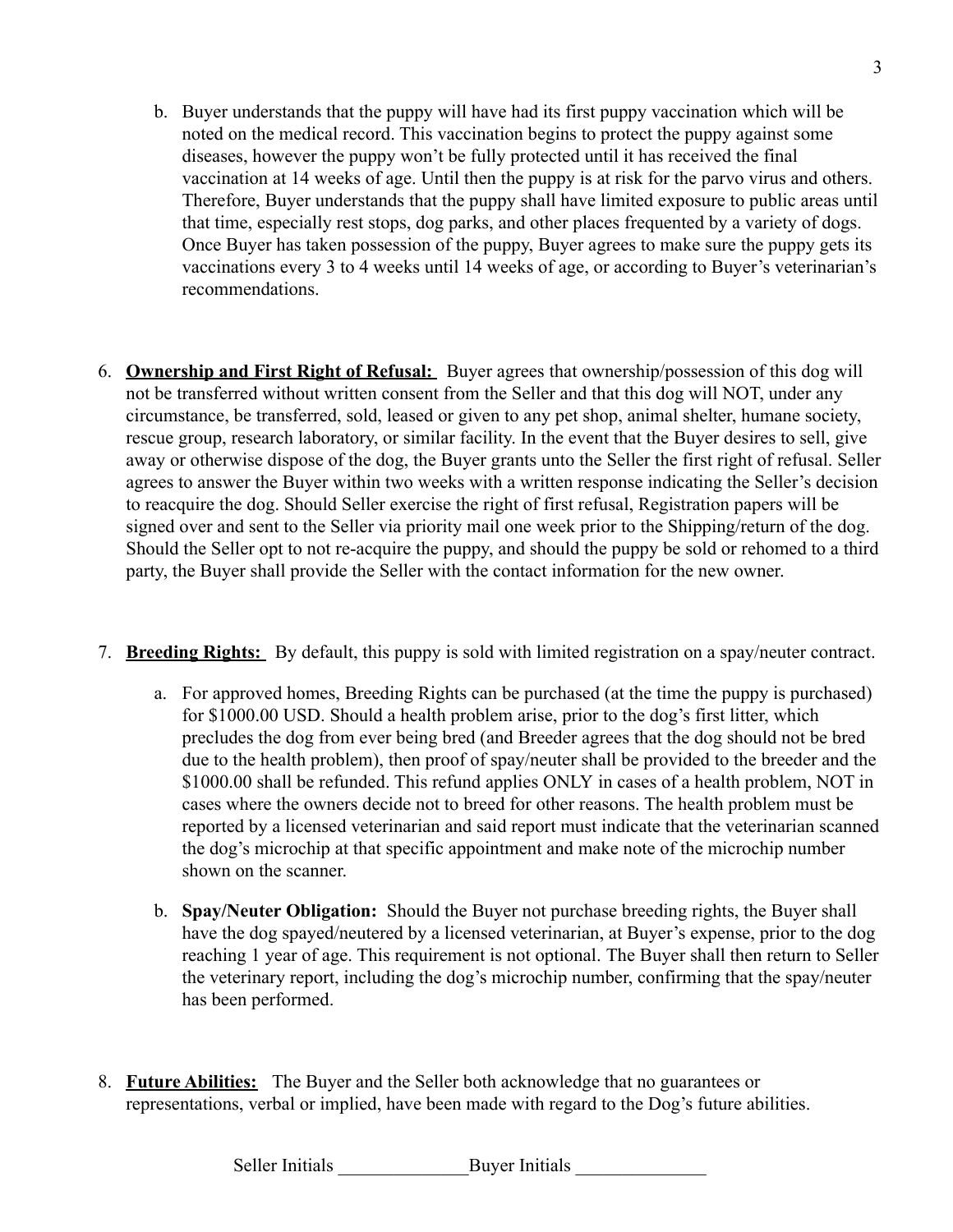b. Buyer understands that the puppy will have had its first puppy vaccination which will be noted on the medical record. This vaccination begins to protect the puppy against some diseases, however the puppy won't be fully protected until it has received the final vaccination at 14 weeks of age. Until then the puppy is at risk for the parvo virus and others. Therefore, Buyer understands that the puppy shall have limited exposure to public areas until that time, especially rest stops, dog parks, and other places frequented by a variety of dogs. Once Buyer has taken possession of the puppy, Buyer agrees to make sure the puppy gets its vaccinations every 3 to 4 weeks until 14 weeks of age, or according to Buyer's veterinarian's recommendations.

6. **Ownership and First Right of Refusal:** Buyer agrees that ownership/possession of this dog will not be transferred without written consent from the Seller and that this dog will NOT, under any circumstance, be transferred, sold, leased or given to any pet shop, animal shelter, humane society, rescue group, research laboratory, or similar facility. In the event that the Buyer desires to sell, give away or otherwise dispose of the dog, the Buyer grants unto the Seller the first right of refusal. Seller agrees to answer the Buyer within two weeks with a written response indicating the Seller's decision to reacquire the dog. Should Seller exercise the right of first refusal, Registration papers will be signed over and sent to the Seller via priority mail one week prior to the Shipping/return of the dog. Should the Seller opt to not re-acquire the puppy, and should the puppy be sold or rehomed to a third party, the Buyer shall provide the Seller with the contact information for the new owner.

7. **Breeding Rights:** By default, this puppy is sold with limited registration on a spay/neuter contract.

   a. For approved homes, Breeding Rights can be purchased (at the time the puppy is purchased) for $1000.00 USD. Should a health problem arise, prior to the dog's first litter, which precludes the dog from ever being bred (and Breeder agrees that the dog should not be bred due to the health problem), then proof of spay/neuter shall be provided to the breeder and the $1000.00 shall be refunded. This refund applies ONLY in cases of a health problem, NOT in cases where the owners decide not to breed for other reasons. The health problem must be reported by a licensed veterinarian and said report must indicate that the veterinarian scanned the dog's microchip at that specific appointment and make note of the microchip number shown on the scanner.

   b. **Spay/Neuter Obligation:** Should the Buyer not purchase breeding rights, the Buyer shall have the dog spayed/neutered by a licensed veterinarian, at Buyer's expense, prior to the dog reaching 1 year of age. This requirement is not optional. The Buyer shall then return to Seller the veterinary report, including the dog's microchip number, confirming that the spay/neuter has been performed.

8. **Future Abilities:** The Buyer and the Seller both acknowledge that no guarantees or representations, verbal or implied, have been made with regard to the Dog's future abilities.

Seller Initials ______________Buyer Initials ______________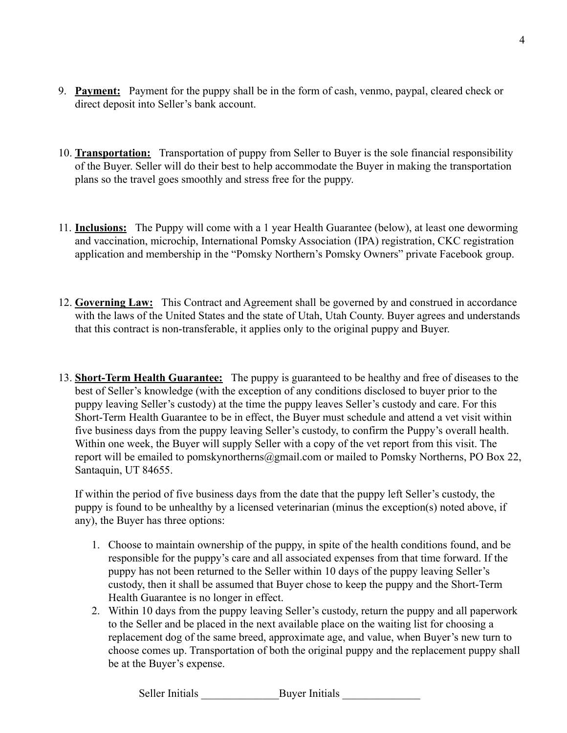9. **Payment:** Payment for the puppy shall be in the form of cash, venmo, paypal, cleared check or direct deposit into Seller's bank account.

10. **Transportation:** Transportation of puppy from Seller to Buyer is the sole financial responsibility of the Buyer. Seller will do their best to help accommodate the Buyer in making the transportation plans so the travel goes smoothly and stress free for the puppy.

11. **Inclusions:** The Puppy will come with a 1 year Health Guarantee (below), at least one deworming and vaccination, microchip, International Pomsky Association (IPA) registration, CKC registration application and membership in the "Pomsky Northern's Pomsky Owners" private Facebook group.

12. **Governing Law:** This Contract and Agreement shall be governed by and construed in accordance with the laws of the United States and the state of Utah, Utah County. Buyer agrees and understands that this contract is non-transferable, it applies only to the original puppy and Buyer.

13. **Short-Term Health Guarantee:** The puppy is guaranteed to be healthy and free of diseases to the best of Seller's knowledge (with the exception of any conditions disclosed to buyer prior to the puppy leaving Seller's custody) at the time the puppy leaves Seller's custody and care. For this Short-Term Health Guarantee to be in effect, the Buyer must schedule and attend a vet visit within five business days from the puppy leaving Seller's custody, to confirm the Puppy's overall health. Within one week, the Buyer will supply Seller with a copy of the vet report from this visit. The report will be emailed to pomskynortherns@gmail.com or mailed to Pomsky Northerns, PO Box 22, Santaquin, UT 84655.

    If within the period of five business days from the date that the puppy left Seller's custody, the puppy is found to be unhealthy by a licensed veterinarian (minus the exception(s) noted above, if any), the Buyer has three options:

    1. Choose to maintain ownership of the puppy, in spite of the health conditions found, and be responsible for the puppy's care and all associated expenses from that time forward. If the puppy has not been returned to the Seller within 10 days of the puppy leaving Seller's custody, then it shall be assumed that Buyer chose to keep the puppy and the Short-Term Health Guarantee is no longer in effect.
    2. Within 10 days from the puppy leaving Seller's custody, return the puppy and all paperwork to the Seller and be placed in the next available place on the waiting list for choosing a replacement dog of the same breed, approximate age, and value, when Buyer's new turn to choose comes up. Transportation of both the original puppy and the replacement puppy shall be at the Buyer's expense.

Seller Initials ______________Buyer Initials ______________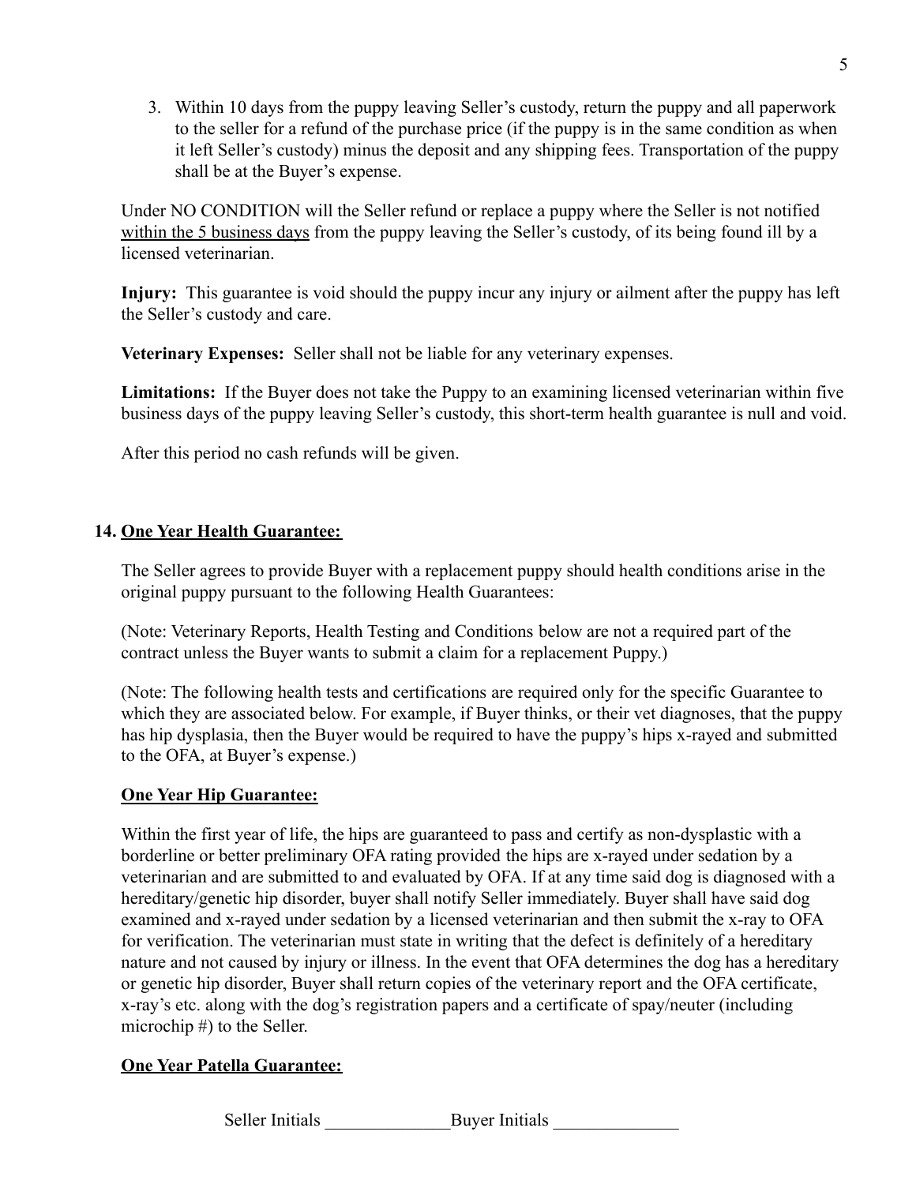3. Within 10 days from the puppy leaving Seller's custody, return the puppy and all paperwork to the seller for a refund of the purchase price (if the puppy is in the same condition as when it left Seller's custody) minus the deposit and any shipping fees. Transportation of the puppy shall be at the Buyer's expense.

Under NO CONDITION will the Seller refund or replace a puppy where the Seller is not notified <u>within the 5 business days</u> from the puppy leaving the Seller's custody, of its being found ill by a licensed veterinarian.

**Injury:** This guarantee is void should the puppy incur any injury or ailment after the puppy has left the Seller's custody and care.

**Veterinary Expenses:** Seller shall not be liable for any veterinary expenses.

**Limitations:** If the Buyer does not take the Puppy to an examining licensed veterinarian within five business days of the puppy leaving Seller's custody, this short-term health guarantee is null and void.

After this period no cash refunds will be given.

## 14. One Year Health Guarantee:

The Seller agrees to provide Buyer with a replacement puppy should health conditions arise in the original puppy pursuant to the following Health Guarantees:

(Note: Veterinary Reports, Health Testing and Conditions below are not a required part of the contract unless the Buyer wants to submit a claim for a replacement Puppy.)

(Note: The following health tests and certifications are required only for the specific Guarantee to which they are associated below. For example, if Buyer thinks, or their vet diagnoses, that the puppy has hip dysplasia, then the Buyer would be required to have the puppy's hips x-rayed and submitted to the OFA, at Buyer's expense.)

### One Year Hip Guarantee:

Within the first year of life, the hips are guaranteed to pass and certify as non-dysplastic with a borderline or better preliminary OFA rating provided the hips are x-rayed under sedation by a veterinarian and are submitted to and evaluated by OFA. If at any time said dog is diagnosed with a hereditary/genetic hip disorder, buyer shall notify Seller immediately. Buyer shall have said dog examined and x-rayed under sedation by a licensed veterinarian and then submit the x-ray to OFA for verification. The veterinarian must state in writing that the defect is definitely of a hereditary nature and not caused by injury or illness. In the event that OFA determines the dog has a hereditary or genetic hip disorder, Buyer shall return copies of the veterinary report and the OFA certificate, x-ray's etc. along with the dog's registration papers and a certificate of spay/neuter (including microchip #) to the Seller.

### One Year Patella Guarantee:

Seller Initials ______________Buyer Initials ______________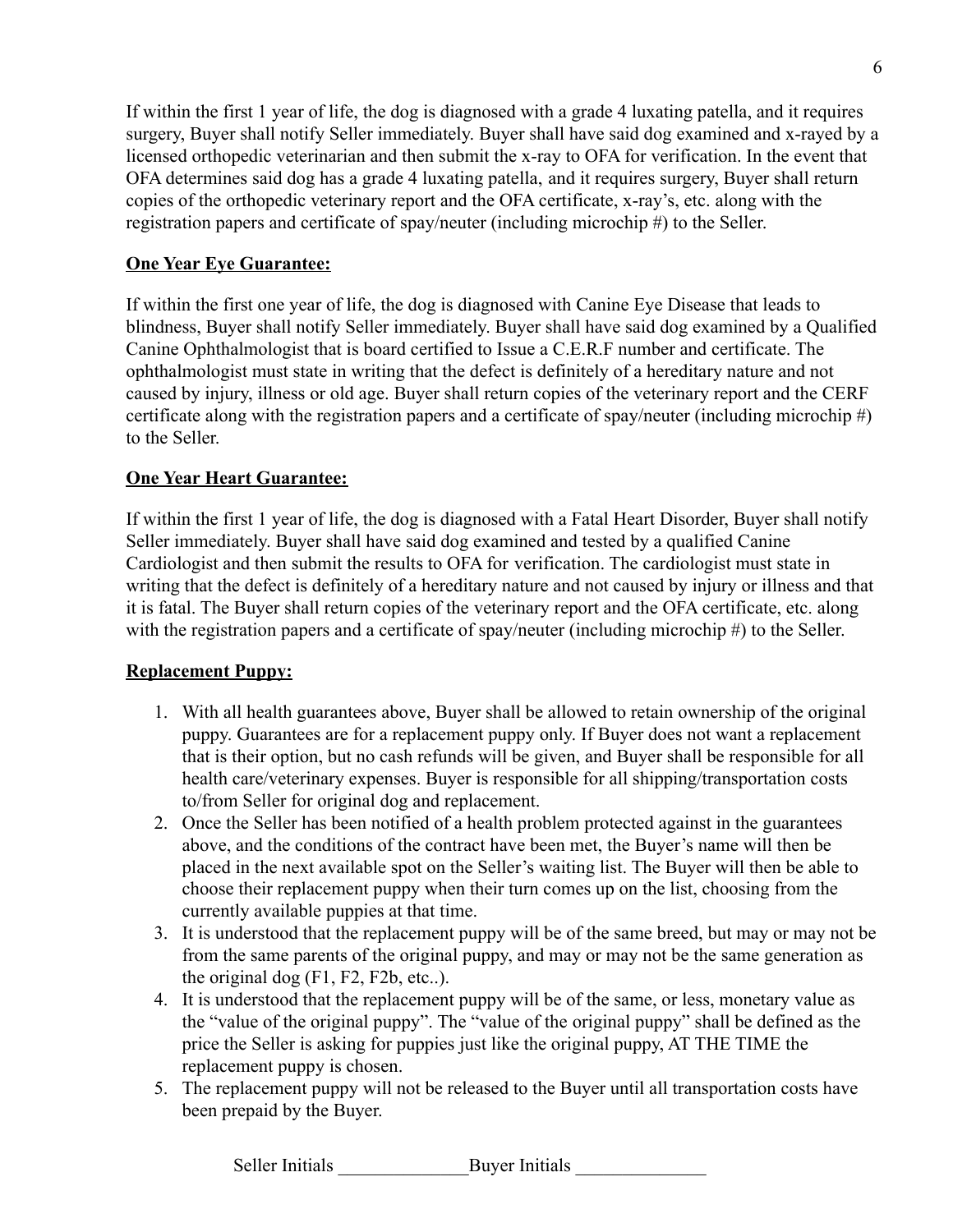If within the first 1 year of life, the dog is diagnosed with a grade 4 luxating patella, and it requires surgery, Buyer shall notify Seller immediately. Buyer shall have said dog examined and x-rayed by a licensed orthopedic veterinarian and then submit the x-ray to OFA for verification. In the event that OFA determines said dog has a grade 4 luxating patella, and it requires surgery, Buyer shall return copies of the orthopedic veterinary report and the OFA certificate, x-ray's, etc. along with the registration papers and certificate of spay/neuter (including microchip #) to the Seller.

**One Year Eye Guarantee:**

If within the first one year of life, the dog is diagnosed with Canine Eye Disease that leads to blindness, Buyer shall notify Seller immediately. Buyer shall have said dog examined by a Qualified Canine Ophthalmologist that is board certified to Issue a C.E.R.F number and certificate. The ophthalmologist must state in writing that the defect is definitely of a hereditary nature and not caused by injury, illness or old age. Buyer shall return copies of the veterinary report and the CERF certificate along with the registration papers and a certificate of spay/neuter (including microchip #) to the Seller.

**One Year Heart Guarantee:**

If within the first 1 year of life, the dog is diagnosed with a Fatal Heart Disorder, Buyer shall notify Seller immediately. Buyer shall have said dog examined and tested by a qualified Canine Cardiologist and then submit the results to OFA for verification. The cardiologist must state in writing that the defect is definitely of a hereditary nature and not caused by injury or illness and that it is fatal. The Buyer shall return copies of the veterinary report and the OFA certificate, etc. along with the registration papers and a certificate of spay/neuter (including microchip #) to the Seller.

**Replacement Puppy:**

1. With all health guarantees above, Buyer shall be allowed to retain ownership of the original puppy. Guarantees are for a replacement puppy only. If Buyer does not want a replacement that is their option, but no cash refunds will be given, and Buyer shall be responsible for all health care/veterinary expenses. Buyer is responsible for all shipping/transportation costs to/from Seller for original dog and replacement.
2. Once the Seller has been notified of a health problem protected against in the guarantees above, and the conditions of the contract have been met, the Buyer's name will then be placed in the next available spot on the Seller's waiting list. The Buyer will then be able to choose their replacement puppy when their turn comes up on the list, choosing from the currently available puppies at that time.
3. It is understood that the replacement puppy will be of the same breed, but may or may not be from the same parents of the original puppy, and may or may not be the same generation as the original dog (F1, F2, F2b, etc..).
4. It is understood that the replacement puppy will be of the same, or less, monetary value as the "value of the original puppy". The "value of the original puppy" shall be defined as the price the Seller is asking for puppies just like the original puppy, AT THE TIME the replacement puppy is chosen.
5. The replacement puppy will not be released to the Buyer until all transportation costs have been prepaid by the Buyer.

Seller Initials ______________Buyer Initials ______________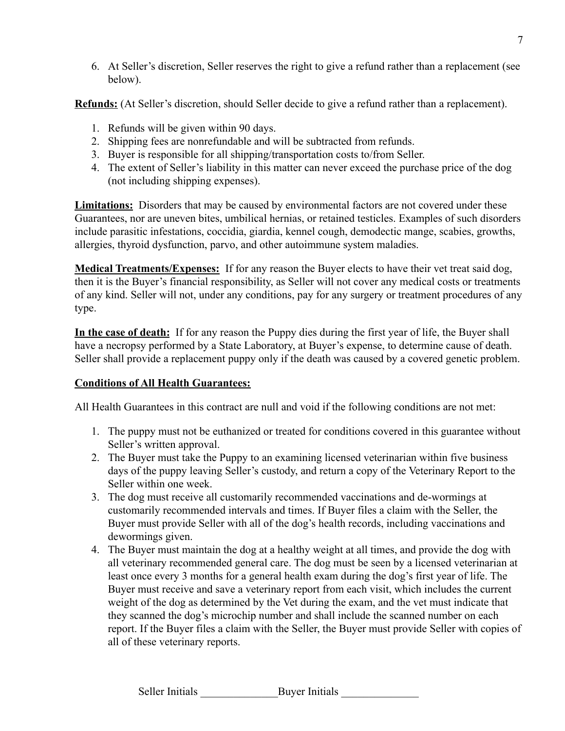6. At Seller's discretion, Seller reserves the right to give a refund rather than a replacement (see below).

**Refunds:** (At Seller's discretion, should Seller decide to give a refund rather than a replacement).

1. Refunds will be given within 90 days.
2. Shipping fees are nonrefundable and will be subtracted from refunds.
3. Buyer is responsible for all shipping/transportation costs to/from Seller.
4. The extent of Seller's liability in this matter can never exceed the purchase price of the dog (not including shipping expenses).

**Limitations:** Disorders that may be caused by environmental factors are not covered under these Guarantees, nor are uneven bites, umbilical hernias, or retained testicles. Examples of such disorders include parasitic infestations, coccidia, giardia, kennel cough, demodectic mange, scabies, growths, allergies, thyroid dysfunction, parvo, and other autoimmune system maladies.

**Medical Treatments/Expenses:** If for any reason the Buyer elects to have their vet treat said dog, then it is the Buyer's financial responsibility, as Seller will not cover any medical costs or treatments of any kind. Seller will not, under any conditions, pay for any surgery or treatment procedures of any type.

**In the case of death:** If for any reason the Puppy dies during the first year of life, the Buyer shall have a necropsy performed by a State Laboratory, at Buyer's expense, to determine cause of death. Seller shall provide a replacement puppy only if the death was caused by a covered genetic problem.

**Conditions of All Health Guarantees:**

All Health Guarantees in this contract are null and void if the following conditions are not met:

1. The puppy must not be euthanized or treated for conditions covered in this guarantee without Seller's written approval.
2. The Buyer must take the Puppy to an examining licensed veterinarian within five business days of the puppy leaving Seller's custody, and return a copy of the Veterinary Report to the Seller within one week.
3. The dog must receive all customarily recommended vaccinations and de-wormings at customarily recommended intervals and times. If Buyer files a claim with the Seller, the Buyer must provide Seller with all of the dog's health records, including vaccinations and dewormings given.
4. The Buyer must maintain the dog at a healthy weight at all times, and provide the dog with all veterinary recommended general care. The dog must be seen by a licensed veterinarian at least once every 3 months for a general health exam during the dog's first year of life. The Buyer must receive and save a veterinary report from each visit, which includes the current weight of the dog as determined by the Vet during the exam, and the vet must indicate that they scanned the dog's microchip number and shall include the scanned number on each report. If the Buyer files a claim with the Seller, the Buyer must provide Seller with copies of all of these veterinary reports.

Seller Initials ______________ Buyer Initials ______________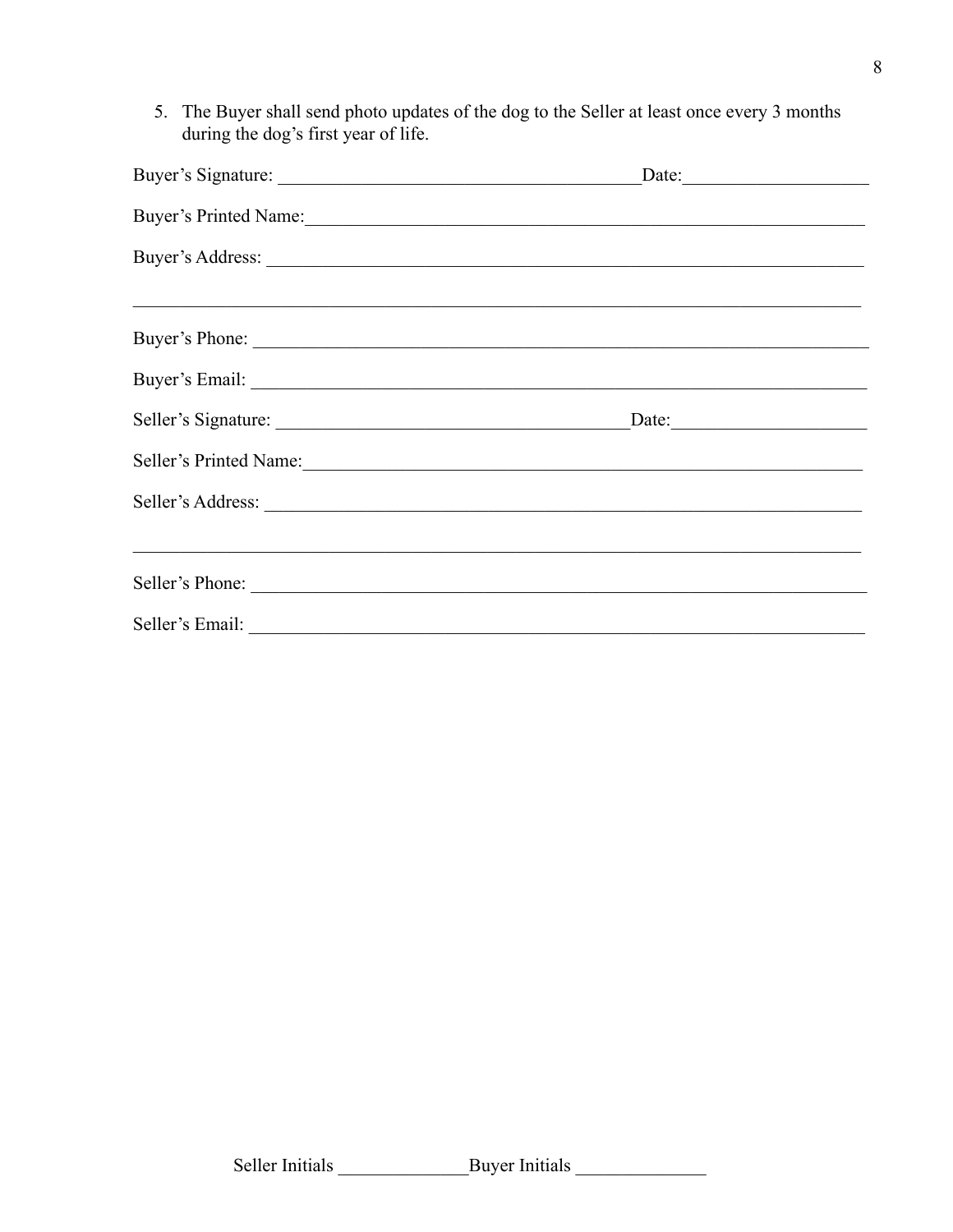5. The Buyer shall send photo updates of the dog to the Seller at least once every 3 months during the dog's first year of life.

Buyer's Signature: ________________________________________Date:____________________

Buyer's Printed Name:_________________________________________________________________

Buyer's Address: _____________________________________________________________________

______________________________________________________________________________

Buyer's Phone: _______________________________________________________________________

Buyer's Email: _______________________________________________________________________

Seller's Signature: _______________________________________Date:_____________________

Seller's Printed Name:_________________________________________________________________

Seller's Address: _____________________________________________________________________

______________________________________________________________________________

Seller's Phone: _______________________________________________________________________

Seller's Email: _______________________________________________________________________

Seller Initials ______________Buyer Initials ______________